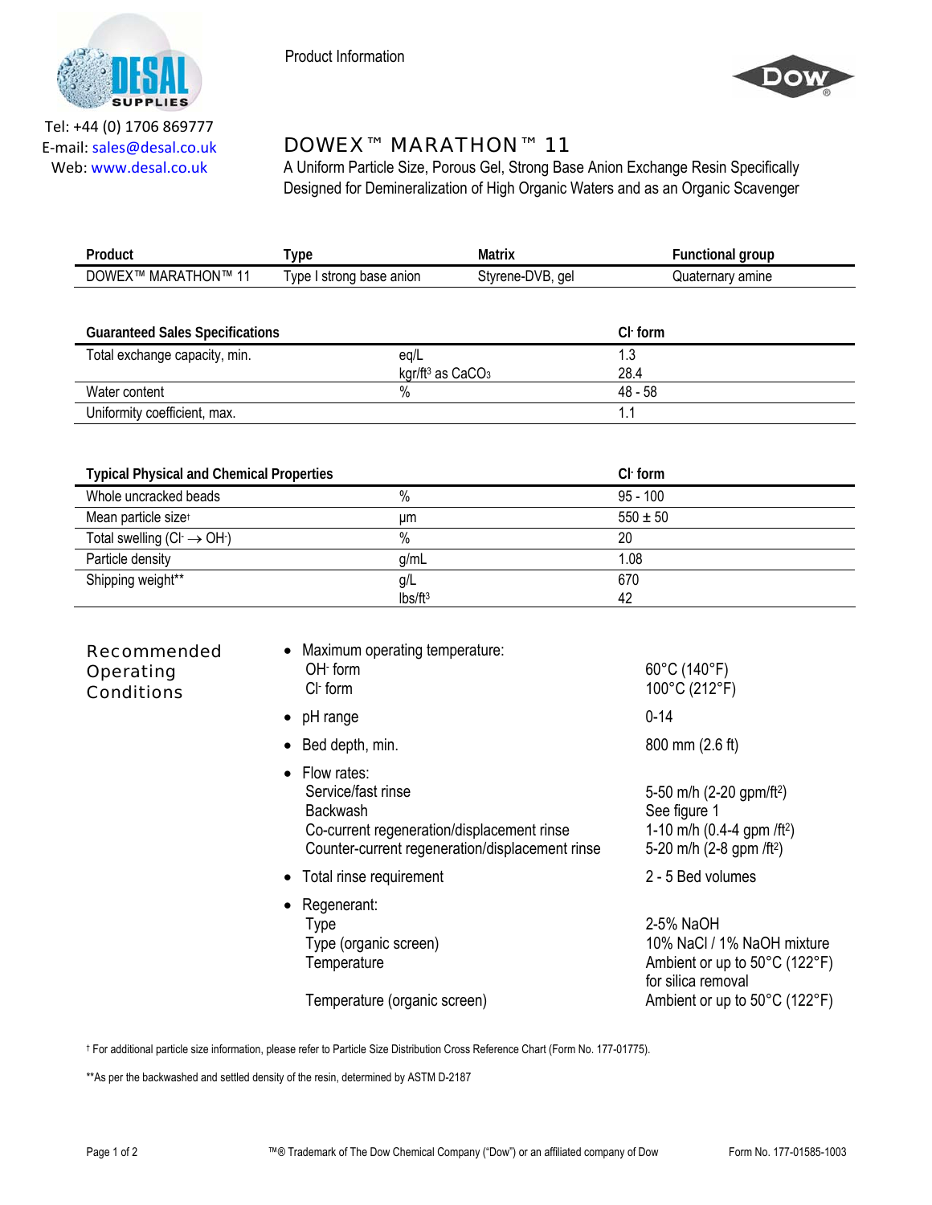Tel: +44 (0) 1706 869777
E-mail: sales@desal.co.uk
Web: www.desal.co.uk

Product Information

# DOWEX™ MARATHON™ 11

A Uniform Particle Size, Porous Gel, Strong Base Anion Exchange Resin Specifically Designed for Demineralization of High Organic Waters and as an Organic Scavenger

| Product | Type | Matrix | Functional group |
|---|---|---|---|
| DOWEX™ MARATHON™ 11 | Type I strong base anion | Styrene-DVB, gel | Quaternary amine |

| Guaranteed Sales Specifications | | $Cl^-$ form |
|---|---|---|
| Total exchange capacity, min. | eq/L | 1.3 |
| | kgr/ft³ as $CaCO_3$ | 28.4 |
| Water content | % | 48 - 58 |
| Uniformity coefficient, max. | | 1.1 |

| Typical Physical and Chemical Properties | | $Cl^-$ form |
|---|---|---|
| Whole uncracked beads | % | 95 - 100 |
| Mean particle size† | µm | 550 ± 50 |
| Total swelling ($Cl^- \rightarrow OH^-$) | % | 20 |
| Particle density | g/mL | 1.08 |
| Shipping weight** | g/L | 670 |
| | lbs/ft³ | 42 |

## Recommended Operating Conditions

- Maximum operating temperature:
  - $OH^-$ form: 60°C (140°F)
  - $Cl^-$ form: 100°C (212°F)
- pH range: 0-14
- Bed depth, min.: 800 mm (2.6 ft)
- Flow rates:
  - Service/fast rinse: 5-50 m/h (2-20 gpm/ft²)
  - Backwash: See figure 1
  - Co-current regeneration/displacement rinse: 1-10 m/h (0.4-4 gpm /ft²)
  - Counter-current regeneration/displacement rinse: 5-20 m/h (2-8 gpm /ft²)
- Total rinse requirement: 2 - 5 Bed volumes
- Regenerant:
  - Type: 2-5% NaOH
  - Type (organic screen): 10% NaCl / 1% NaOH mixture
  - Temperature: Ambient or up to 50°C (122°F) for silica removal
  - Temperature (organic screen): Ambient or up to 50°C (122°F)

† For additional particle size information, please refer to Particle Size Distribution Cross Reference Chart (Form No. 177-01775).

**As per the backwashed and settled density of the resin, determined by ASTM D-2187

™® Trademark of The Dow Chemical Company ("Dow") or an affiliated company of Dow

Form No. 177-01585-1003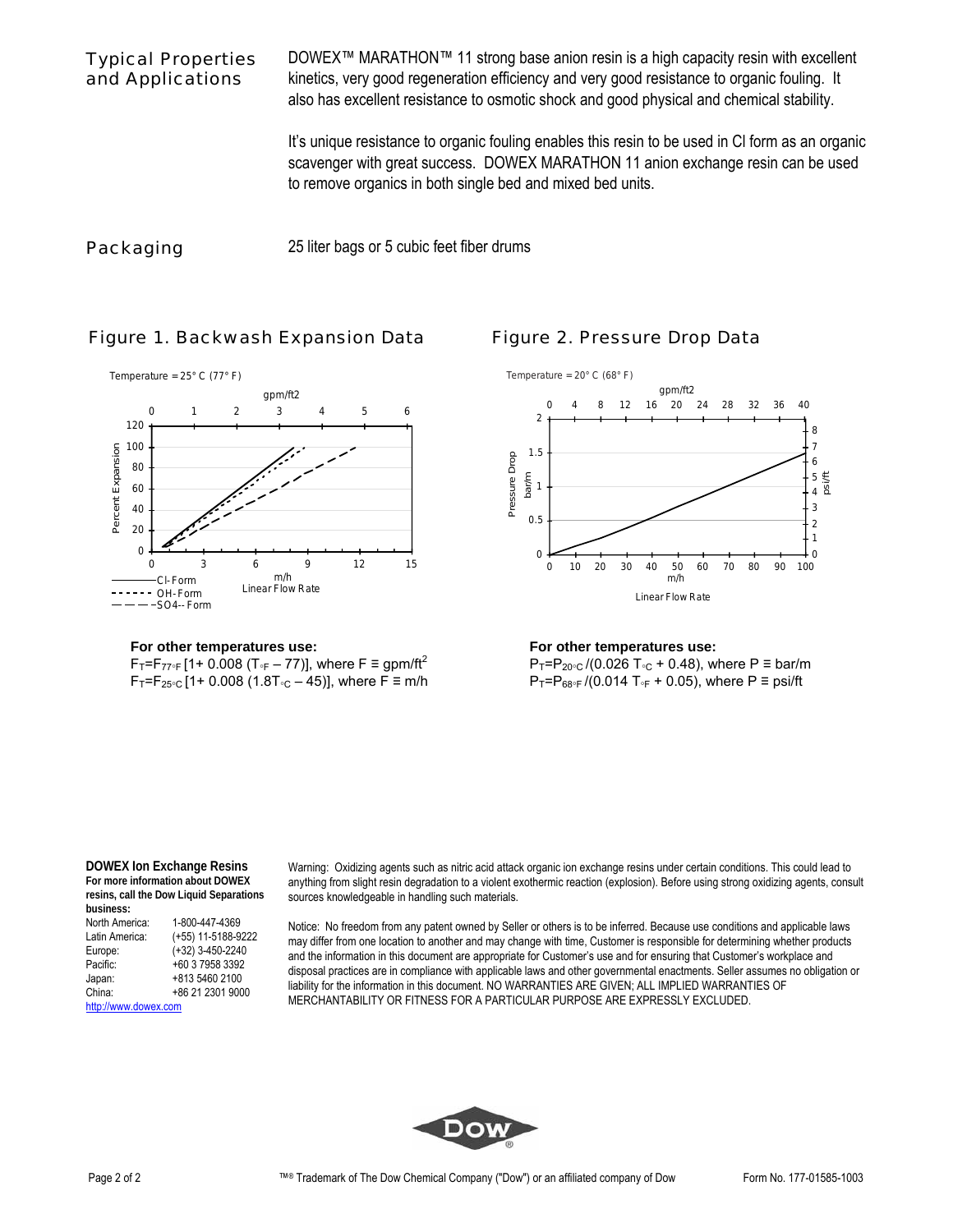## Typical Properties and Applications

DOWEX™ MARATHON™ 11 strong base anion resin is a high capacity resin with excellent kinetics, very good regeneration efficiency and very good resistance to organic fouling. It also has excellent resistance to osmotic shock and good physical and chemical stability.

It's unique resistance to organic fouling enables this resin to be used in Cl form as an organic scavenger with great success. DOWEX MARATHON 11 anion exchange resin can be used to remove organics in both single bed and mixed bed units.

## Packaging

25 liter bags or 5 cubic feet fiber drums

## Figure 1. Backwash Expansion Data

Temperature = 25° C (77° F)

gpm/ft2

0 1 2 3 4 5 6

Percent Expansion

120 100 80 60 40 20 0

0 3 6 9 12 15

m/h

Linear Flow Rate

Cl-Form

OH-Form

SO4-- Form

**For other temperatures use:**

$F_T = F_{77°F}\,[1 + 0.008\,(T_{°F} - 77)]$, where F ≡ gpm/ft$^2$

$F_T = F_{25°C}\,[1 + 0.008\,(1.8T_{°C} - 45)]$, where F ≡ m/h

## Figure 2. Pressure Drop Data

Temperature = 20° C (68° F)

gpm/ft2

0 4 8 12 16 20 24 28 32 36 40

Pressure Drop

bar/m

2 1.5 1 0.5 0

psi/ft

8 7 6 5 4 3 2 1 0

0 10 20 30 40 50 60 70 80 90 100

m/h

Linear Flow Rate

**For other temperatures use:**

$P_T = P_{20°C} / (0.026\,T_{°C} + 0.48)$, where P ≡ bar/m

$P_T = P_{68°F} / (0.014\,T_{°F} + 0.05)$, where P ≡ psi/ft

**DOWEX Ion Exchange Resins**

**For more information about DOWEX resins, call the Dow Liquid Separations business:**

| | |
|---|---|
| North America: | 1-800-447-4369 |
| Latin America: | (+55) 11-5188-9222 |
| Europe: | (+32) 3-450-2240 |
| Pacific: | +60 3 7958 3392 |
| Japan: | +813 5460 2100 |
| China: | +86 21 2301 9000 |

http://www.dowex.com

Warning: Oxidizing agents such as nitric acid attack organic ion exchange resins under certain conditions. This could lead to anything from slight resin degradation to a violent exothermic reaction (explosion). Before using strong oxidizing agents, consult sources knowledgeable in handling such materials.

Notice: No freedom from any patent owned by Seller or others is to be inferred. Because use conditions and applicable laws may differ from one location to another and may change with time, Customer is responsible for determining whether products and the information in this document are appropriate for Customer's use and for ensuring that Customer's workplace and disposal practices are in compliance with applicable laws and other governmental enactments. Seller assumes no obligation or liability for the information in this document. NO WARRANTIES ARE GIVEN; ALL IMPLIED WARRANTIES OF MERCHANTABILITY OR FITNESS FOR A PARTICULAR PURPOSE ARE EXPRESSLY EXCLUDED.

™® Trademark of The Dow Chemical Company ("Dow") or an affiliated company of Dow

Form No. 177-01585-1003